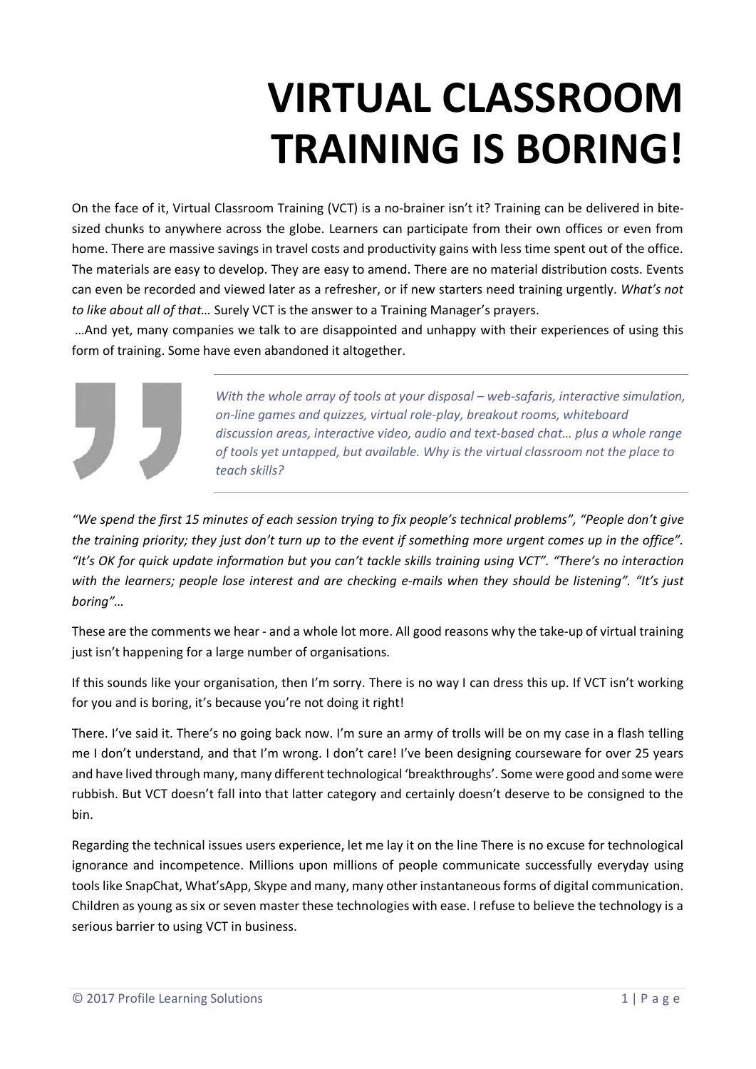# VIRTUAL CLASSROOM TRAINING IS BORING!

On the face of it, Virtual Classroom Training (VCT) is a no-brainer isn't it? Training can be delivered in bite-sized chunks to anywhere across the globe. Learners can participate from their own offices or even from home. There are massive savings in travel costs and productivity gains with less time spent out of the office. The materials are easy to develop. They are easy to amend. There are no material distribution costs. Events can even be recorded and viewed later as a refresher, or if new starters need training urgently. *What's not to like about all of that…* Surely VCT is the answer to a Training Manager's prayers.

…And yet, many companies we talk to are disappointed and unhappy with their experiences of using this form of training. Some have even abandoned it altogether.

> *With the whole array of tools at your disposal – web-safaris, interactive simulation, on-line games and quizzes, virtual role-play, breakout rooms, whiteboard discussion areas, interactive video, audio and text-based chat… plus a whole range of tools yet untapped, but available. Why is the virtual classroom not the place to teach skills?*

*"We spend the first 15 minutes of each session trying to fix people's technical problems", "People don't give the training priority; they just don't turn up to the event if something more urgent comes up in the office". "It's OK for quick update information but you can't tackle skills training using VCT". "There's no interaction with the learners; people lose interest and are checking e-mails when they should be listening". "It's just boring"…*

These are the comments we hear - and a whole lot more. All good reasons why the take-up of virtual training just isn't happening for a large number of organisations.

If this sounds like your organisation, then I'm sorry. There is no way I can dress this up. If VCT isn't working for you and is boring, it's because you're not doing it right!

There. I've said it. There's no going back now. I'm sure an army of trolls will be on my case in a flash telling me I don't understand, and that I'm wrong. I don't care! I've been designing courseware for over 25 years and have lived through many, many different technological 'breakthroughs'. Some were good and some were rubbish. But VCT doesn't fall into that latter category and certainly doesn't deserve to be consigned to the bin.

Regarding the technical issues users experience, let me lay it on the line There is no excuse for technological ignorance and incompetence. Millions upon millions of people communicate successfully everyday using tools like SnapChat, What'sApp, Skype and many, many other instantaneous forms of digital communication. Children as young as six or seven master these technologies with ease. I refuse to believe the technology is a serious barrier to using VCT in business.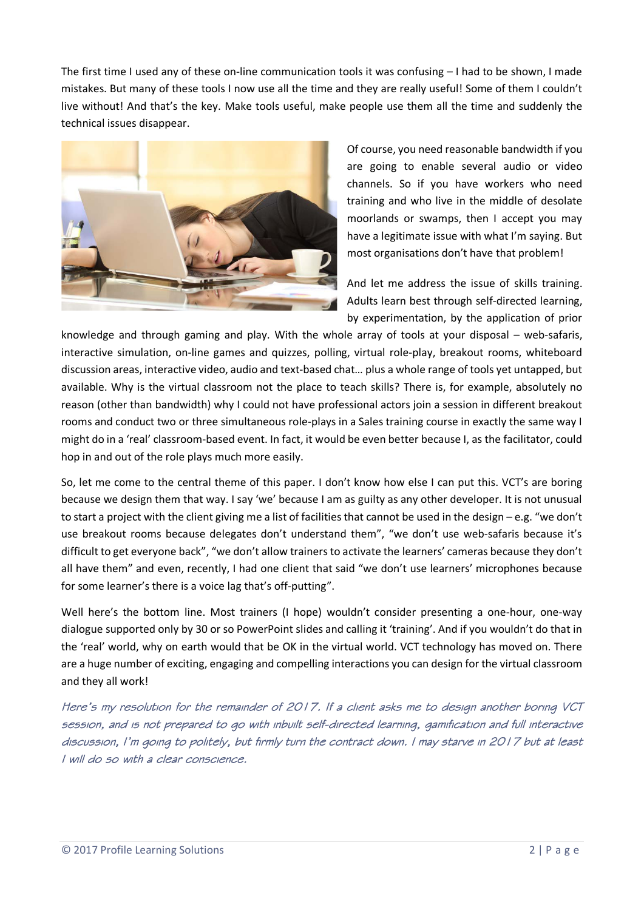The first time I used any of these on-line communication tools it was confusing – I had to be shown, I made mistakes. But many of these tools I now use all the time and they are really useful! Some of them I couldn't live without! And that's the key. Make tools useful, make people use them all the time and suddenly the technical issues disappear.

Of course, you need reasonable bandwidth if you are going to enable several audio or video channels. So if you have workers who need training and who live in the middle of desolate moorlands or swamps, then I accept you may have a legitimate issue with what I'm saying. But most organisations don't have that problem!

And let me address the issue of skills training. Adults learn best through self-directed learning, by experimentation, by the application of prior knowledge and through gaming and play. With the whole array of tools at your disposal – web-safaris, interactive simulation, on-line games and quizzes, polling, virtual role-play, breakout rooms, whiteboard discussion areas, interactive video, audio and text-based chat… plus a whole range of tools yet untapped, but available. Why is the virtual classroom not the place to teach skills? There is, for example, absolutely no reason (other than bandwidth) why I could not have professional actors join a session in different breakout rooms and conduct two or three simultaneous role-plays in a Sales training course in exactly the same way I might do in a 'real' classroom-based event. In fact, it would be even better because I, as the facilitator, could hop in and out of the role plays much more easily.

So, let me come to the central theme of this paper. I don't know how else I can put this. VCT's are boring because we design them that way. I say 'we' because I am as guilty as any other developer. It is not unusual to start a project with the client giving me a list of facilities that cannot be used in the design – e.g. "we don't use breakout rooms because delegates don't understand them", "we don't use web-safaris because it's difficult to get everyone back", "we don't allow trainers to activate the learners' cameras because they don't all have them" and even, recently, I had one client that said "we don't use learners' microphones because for some learner's there is a voice lag that's off-putting".

Well here's the bottom line. Most trainers (I hope) wouldn't consider presenting a one-hour, one-way dialogue supported only by 30 or so PowerPoint slides and calling it 'training'. And if you wouldn't do that in the 'real' world, why on earth would that be OK in the virtual world. VCT technology has moved on. There are a huge number of exciting, engaging and compelling interactions you can design for the virtual classroom and they all work!

*Here's my resolution for the remainder of 2017. If a client asks me to design another boring VCT session, and is not prepared to go with inbuilt self-directed learning, gamification and full interactive discussion, I'm going to politely, but firmly turn the contract down. I may starve in 2017 but at least I will do so with a clear conscience.*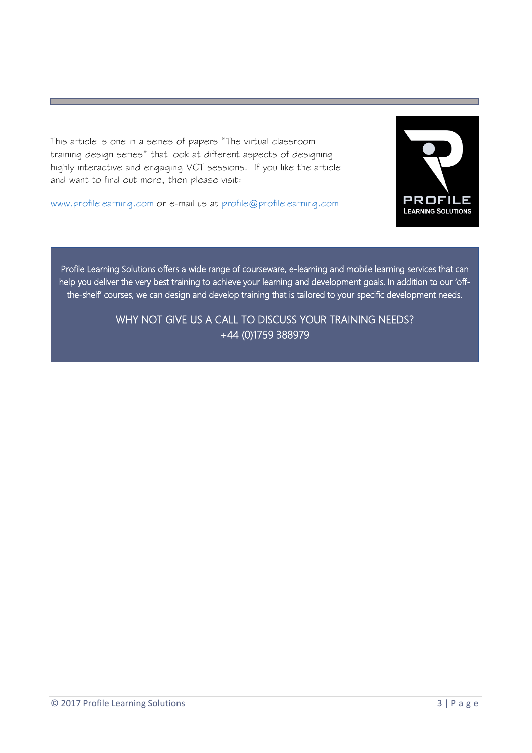This article is one in a series of papers "The virtual classroom training design series" that look at different aspects of designing highly interactive and engaging VCT sessions. If you like the article and want to find out more, then please visit:

www.profilelearning.com or e-mail us at profile@profilelearning.com

PROFILE
LEARNING SOLUTIONS

Profile Learning Solutions offers a wide range of courseware, e-learning and mobile learning services that can help you deliver the very best training to achieve your learning and development goals. In addition to our 'off-the-shelf' courses, we can design and develop training that is tailored to your specific development needs.

WHY NOT GIVE US A CALL TO DISCUSS YOUR TRAINING NEEDS?
+44 (0)1759 388979

© 2017 Profile Learning Solutions